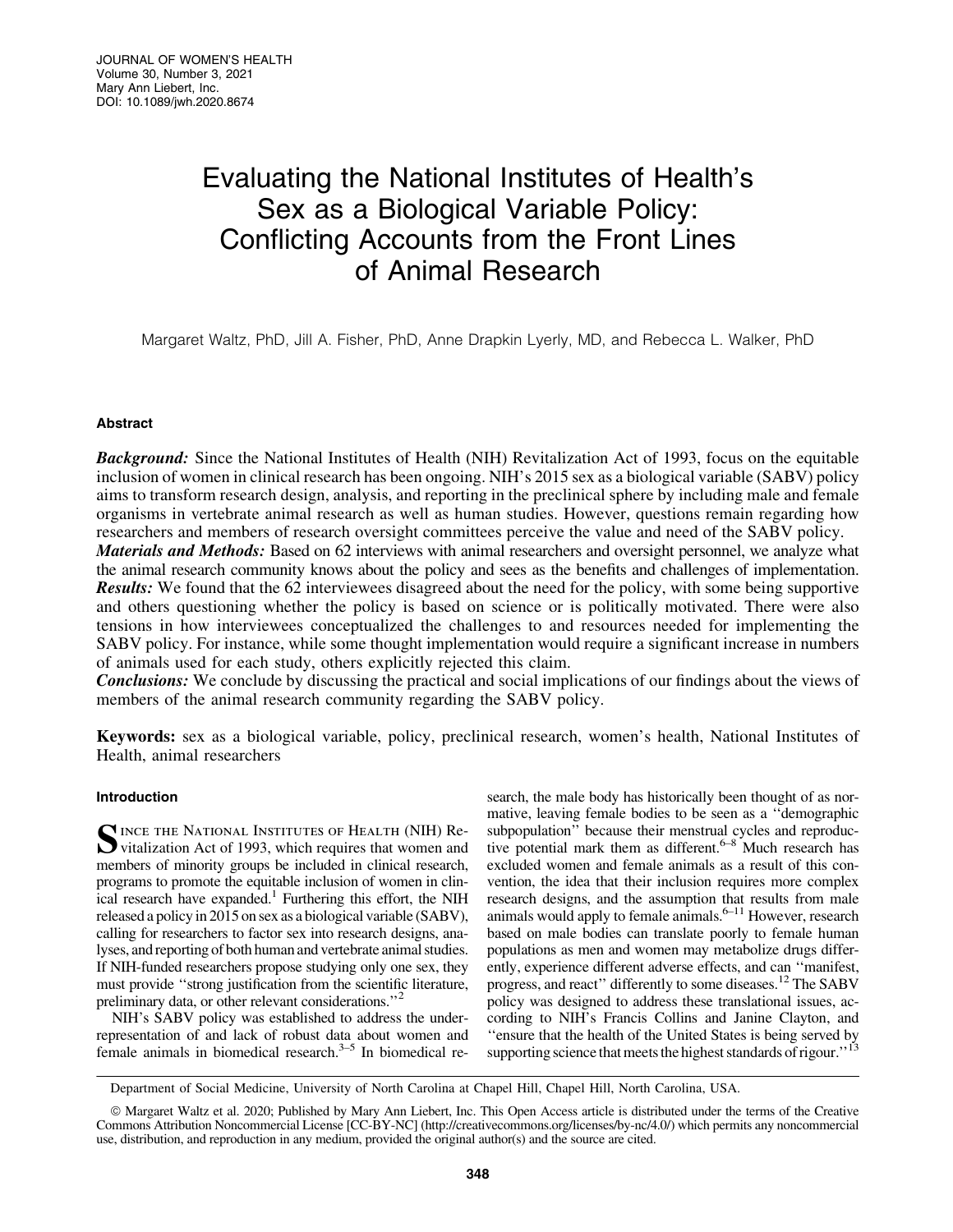# Evaluating the National Institutes of Health's Sex as a Biological Variable Policy: Conflicting Accounts from the Front Lines of Animal Research

Margaret Waltz, PhD, Jill A. Fisher, PhD, Anne Drapkin Lyerly, MD, and Rebecca L. Walker, PhD

## Abstract

***Background:*** Since the National Institutes of Health (NIH) Revitalization Act of 1993, focus on the equitable inclusion of women in clinical research has been ongoing. NIH's 2015 sex as a biological variable (SABV) policy aims to transform research design, analysis, and reporting in the preclinical sphere by including male and female organisms in vertebrate animal research as well as human studies. However, questions remain regarding how researchers and members of research oversight committees perceive the value and need of the SABV policy.

***Materials and Methods:*** Based on 62 interviews with animal researchers and oversight personnel, we analyze what the animal research community knows about the policy and sees as the benefits and challenges of implementation.

***Results:*** We found that the 62 interviewees disagreed about the need for the policy, with some being supportive and others questioning whether the policy is based on science or is politically motivated. There were also tensions in how interviewees conceptualized the challenges to and resources needed for implementing the SABV policy. For instance, while some thought implementation would require a significant increase in numbers of animals used for each study, others explicitly rejected this claim.

***Conclusions:*** We conclude by discussing the practical and social implications of our findings about the views of members of the animal research community regarding the SABV policy.

**Keywords:** sex as a biological variable, policy, preclinical research, women's health, National Institutes of Health, animal researchers

## Introduction

Since the National Institutes of Health (NIH) Revitalization Act of 1993, which requires that women and members of minority groups be included in clinical research, programs to promote the equitable inclusion of women in clinical research have expanded.[1] Furthering this effort, the NIH released a policy in 2015 on sex as a biological variable (SABV), calling for researchers to factor sex into research designs, analyses, and reporting of both human and vertebrate animal studies. If NIH-funded researchers propose studying only one sex, they must provide "strong justification from the scientific literature, preliminary data, or other relevant considerations."[2]

NIH's SABV policy was established to address the underrepresentation of and lack of robust data about women and female animals in biomedical research.[3–5] In biomedical research, the male body has historically been thought of as normative, leaving female bodies to be seen as a "demographic subpopulation" because their menstrual cycles and reproductive potential mark them as different.[6–8] Much research has excluded women and female animals as a result of this convention, the idea that their inclusion requires more complex research designs, and the assumption that results from male animals would apply to female animals.[6–11] However, research based on male bodies can translate poorly to female human populations as men and women may metabolize drugs differently, experience different adverse effects, and can "manifest, progress, and react" differently to some diseases.[12] The SABV policy was designed to address these translational issues, according to NIH's Francis Collins and Janine Clayton, and "ensure that the health of the United States is being served by supporting science that meets the highest standards of rigour."[13]

Department of Social Medicine, University of North Carolina at Chapel Hill, Chapel Hill, North Carolina, USA.

© Margaret Waltz et al. 2020; Published by Mary Ann Liebert, Inc. This Open Access article is distributed under the terms of the Creative Commons Attribution Noncommercial License [CC-BY-NC] (http://creativecommons.org/licenses/by-nc/4.0/) which permits any noncommercial use, distribution, and reproduction in any medium, provided the original author(s) and the source are cited.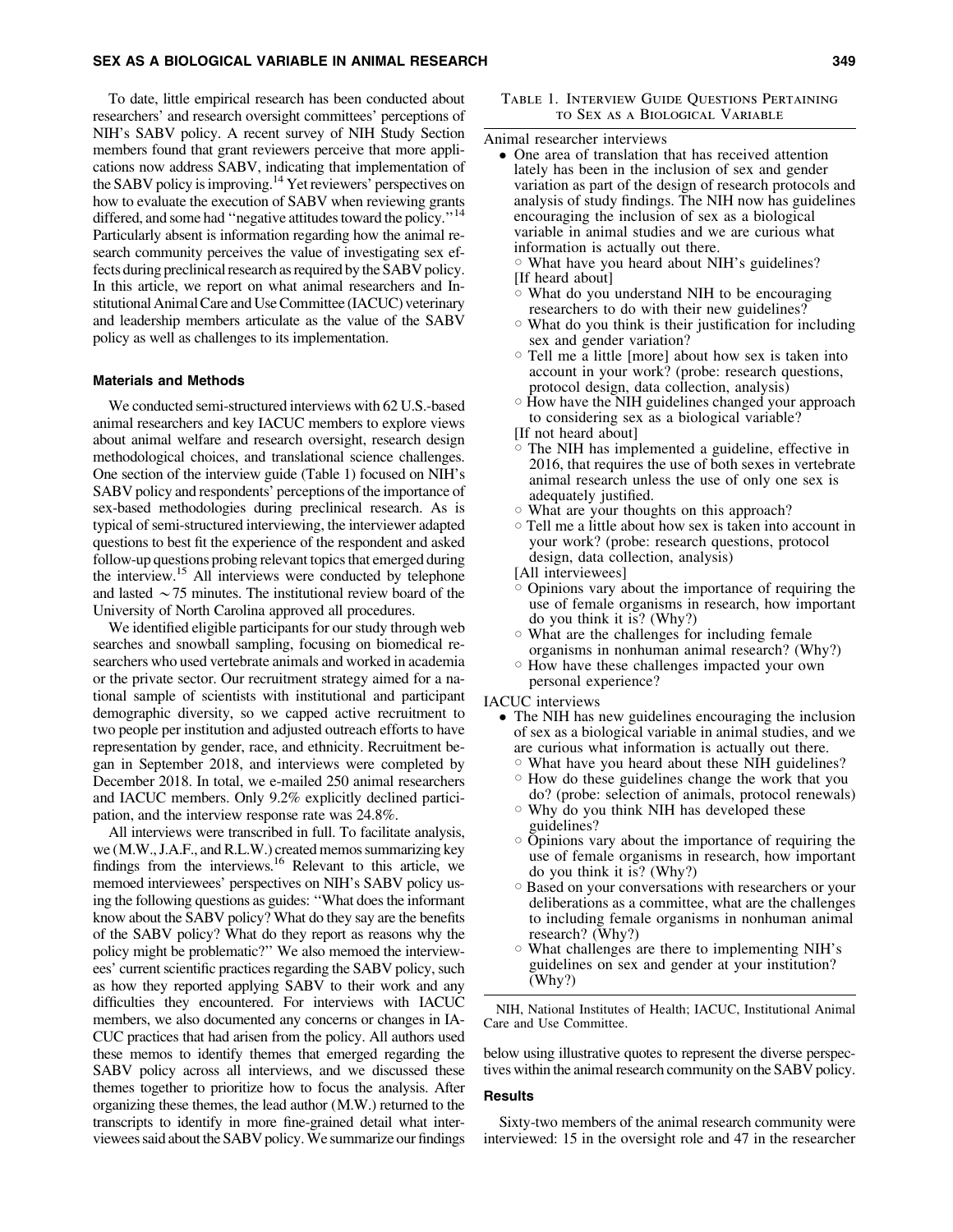To date, little empirical research has been conducted about researchers' and research oversight committees' perceptions of NIH's SABV policy. A recent survey of NIH Study Section members found that grant reviewers perceive that more applications now address SABV, indicating that implementation of the SABV policy is improving.[14] Yet reviewers' perspectives on how to evaluate the execution of SABV when reviewing grants differed, and some had "negative attitudes toward the policy."[14] Particularly absent is information regarding how the animal research community perceives the value of investigating sex effects during preclinical research as required by the SABV policy. In this article, we report on what animal researchers and Institutional Animal Care and Use Committee (IACUC) veterinary and leadership members articulate as the value of the SABV policy as well as challenges to its implementation.

### Materials and Methods

We conducted semi-structured interviews with 62 U.S.-based animal researchers and key IACUC members to explore views about animal welfare and research oversight, research design methodological choices, and translational science challenges. One section of the interview guide (Table 1) focused on NIH's SABV policy and respondents' perceptions of the importance of sex-based methodologies during preclinical research. As is typical of semi-structured interviewing, the interviewer adapted questions to best fit the experience of the respondent and asked follow-up questions probing relevant topics that emerged during the interview.[15] All interviews were conducted by telephone and lasted ~75 minutes. The institutional review board of the University of North Carolina approved all procedures.

We identified eligible participants for our study through web searches and snowball sampling, focusing on biomedical researchers who used vertebrate animals and worked in academia or the private sector. Our recruitment strategy aimed for a national sample of scientists with institutional and participant demographic diversity, so we capped active recruitment to two people per institution and adjusted outreach efforts to have representation by gender, race, and ethnicity. Recruitment began in September 2018, and interviews were completed by December 2018. In total, we e-mailed 250 animal researchers and IACUC members. Only 9.2% explicitly declined participation, and the interview response rate was 24.8%.

All interviews were transcribed in full. To facilitate analysis, we (M.W., J.A.F., and R.L.W.) created memos summarizing key findings from the interviews.[16] Relevant to this article, we memoed interviewees' perspectives on NIH's SABV policy using the following questions as guides: "What does the informant know about the SABV policy? What do they say are the benefits of the SABV policy? What do they report as reasons why the policy might be problematic?" We also memoed the interviewees' current scientific practices regarding the SABV policy, such as how they reported applying SABV to their work and any difficulties they encountered. For interviews with IACUC members, we also documented any concerns or changes in IACUC practices that had arisen from the policy. All authors used these memos to identify themes that emerged regarding the SABV policy across all interviews, and we discussed these themes together to prioritize how to focus the analysis. After organizing these themes, the lead author (M.W.) returned to the transcripts to identify in more fine-grained detail what interviewees said about the SABV policy. We summarize our findings below using illustrative quotes to represent the diverse perspectives within the animal research community on the SABV policy.

Table 1. Interview Guide Questions Pertaining to Sex as a Biological Variable

Animal researcher interviews

- One area of translation that has received attention lately has been in the inclusion of sex and gender variation as part of the design of research protocols and analysis of study findings. The NIH now has guidelines encouraging the inclusion of sex as a biological variable in animal studies and we are curious what information is actually out there.
  - What have you heard about NIH's guidelines?

  [If heard about]
  - What do you understand NIH to be encouraging researchers to do with their new guidelines?
  - What do you think is their justification for including sex and gender variation?
  - Tell me a little [more] about how sex is taken into account in your work? (probe: research questions, protocol design, data collection, analysis)
  - How have the NIH guidelines changed your approach to considering sex as a biological variable?

  [If not heard about]
  - The NIH has implemented a guideline, effective in 2016, that requires the use of both sexes in vertebrate animal research unless the use of only one sex is adequately justified.
  - What are your thoughts on this approach?
  - Tell me a little about how sex is taken into account in your work? (probe: research questions, protocol design, data collection, analysis)

  [All interviewees]
  - Opinions vary about the importance of requiring the use of female organisms in research, how important do you think it is? (Why?)
  - What are the challenges for including female organisms in nonhuman animal research? (Why?)
  - How have these challenges impacted your own personal experience?

IACUC interviews

- The NIH has new guidelines encouraging the inclusion of sex as a biological variable in animal studies, and we are curious what information is actually out there.
  - What have you heard about these NIH guidelines?
  - How do these guidelines change the work that you do? (probe: selection of animals, protocol renewals)
  - Why do you think NIH has developed these guidelines?
  - Opinions vary about the importance of requiring the use of female organisms in research, how important do you think it is? (Why?)
  - Based on your conversations with researchers or your deliberations as a committee, what are the challenges to including female organisms in nonhuman animal research? (Why?)
  - What challenges are there to implementing NIH's guidelines on sex and gender at your institution? (Why?)

NIH, National Institutes of Health; IACUC, Institutional Animal Care and Use Committee.

### Results

Sixty-two members of the animal research community were interviewed: 15 in the oversight role and 47 in the researcher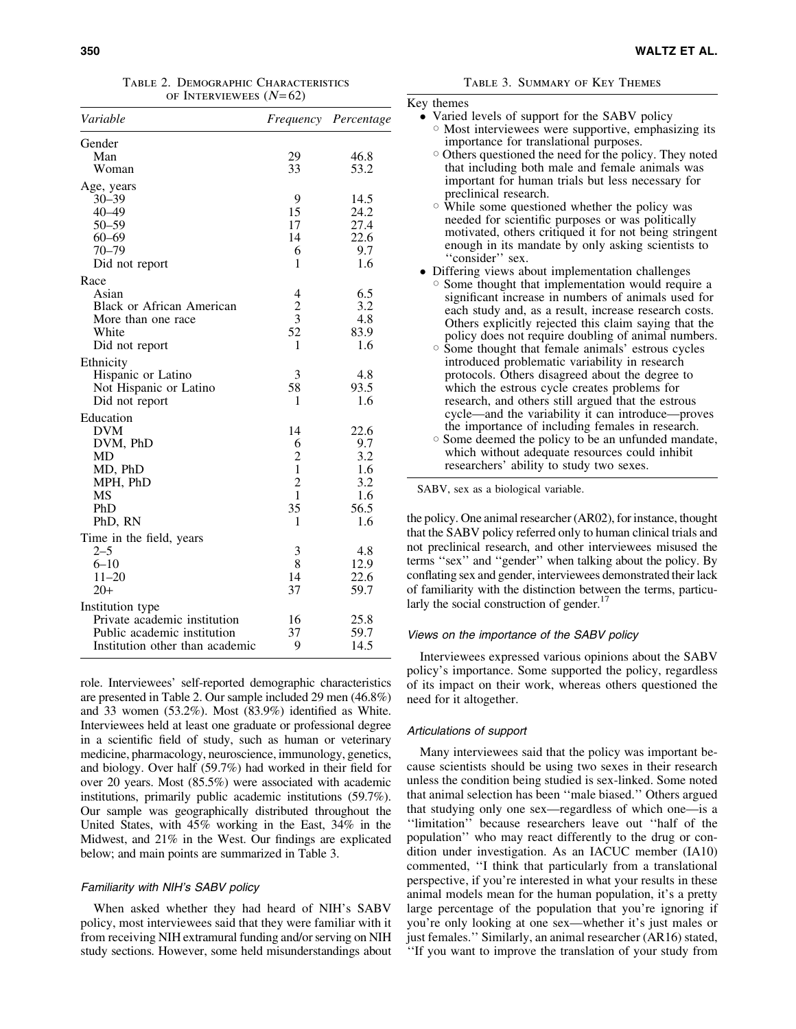Table 2. Demographic Characteristics of Interviewees ($N$=62)

| Variable | Frequency | Percentage |
|---|---|---|
| Gender | | |
| Man | 29 | 46.8 |
| Woman | 33 | 53.2 |
| Age, years | | |
| 30–39 | 9 | 14.5 |
| 40–49 | 15 | 24.2 |
| 50–59 | 17 | 27.4 |
| 60–69 | 14 | 22.6 |
| 70–79 | 6 | 9.7 |
| Did not report | 1 | 1.6 |
| Race | | |
| Asian | 4 | 6.5 |
| Black or African American | 2 | 3.2 |
| More than one race | 3 | 4.8 |
| White | 52 | 83.9 |
| Did not report | 1 | 1.6 |
| Ethnicity | | |
| Hispanic or Latino | 3 | 4.8 |
| Not Hispanic or Latino | 58 | 93.5 |
| Did not report | 1 | 1.6 |
| Education | | |
| DVM | 14 | 22.6 |
| DVM, PhD | 6 | 9.7 |
| MD | 2 | 3.2 |
| MD, PhD | 1 | 1.6 |
| MPH, PhD | 2 | 3.2 |
| MS | 1 | 1.6 |
| PhD | 35 | 56.5 |
| PhD, RN | 1 | 1.6 |
| Time in the field, years | | |
| 2–5 | 3 | 4.8 |
| 6–10 | 8 | 12.9 |
| 11–20 | 14 | 22.6 |
| 20+ | 37 | 59.7 |
| Institution type | | |
| Private academic institution | 16 | 25.8 |
| Public academic institution | 37 | 59.7 |
| Institution other than academic | 9 | 14.5 |

role. Interviewees' self-reported demographic characteristics are presented in Table 2. Our sample included 29 men (46.8%) and 33 women (53.2%). Most (83.9%) identified as White. Interviewees held at least one graduate or professional degree in a scientific field of study, such as human or veterinary medicine, pharmacology, neuroscience, immunology, genetics, and biology. Over half (59.7%) had worked in their field for over 20 years. Most (85.5%) were associated with academic institutions, primarily public academic institutions (59.7%). Our sample was geographically distributed throughout the United States, with 45% working in the East, 34% in the Midwest, and 21% in the West. Our findings are explicated below; and main points are summarized in Table 3.

### *Familiarity with NIH's SABV policy*

When asked whether they had heard of NIH's SABV policy, most interviewees said that they were familiar with it from receiving NIH extramural funding and/or serving on NIH study sections. However, some held misunderstandings about the policy. One animal researcher (AR02), for instance, thought that the SABV policy referred only to human clinical trials and not preclinical research, and other interviewees misused the terms ''sex'' and ''gender'' when talking about the policy. By conflating sex and gender, interviewees demonstrated their lack of familiarity with the distinction between the terms, particularly the social construction of gender.[17]

Table 3. Summary of Key Themes

Key themes

- Varied levels of support for the SABV policy
  - Most interviewees were supportive, emphasizing its importance for translational purposes.
  - Others questioned the need for the policy. They noted that including both male and female animals was important for human trials but less necessary for preclinical research.
  - While some questioned whether the policy was needed for scientific purposes or was politically motivated, others critiqued it for not being stringent enough in its mandate by only asking scientists to ''consider'' sex.
- Differing views about implementation challenges
  - Some thought that implementation would require a significant increase in numbers of animals used for each study and, as a result, increase research costs. Others explicitly rejected this claim saying that the policy does not require doubling of animal numbers.
  - Some thought that female animals' estrous cycles introduced problematic variability in research protocols. Others disagreed about the degree to which the estrous cycle creates problems for research, and others still argued that the estrous cycle—and the variability it can introduce—proves the importance of including females in research.
  - Some deemed the policy to be an unfunded mandate, which without adequate resources could inhibit researchers' ability to study two sexes.

SABV, sex as a biological variable.

### *Views on the importance of the SABV policy*

Interviewees expressed various opinions about the SABV policy's importance. Some supported the policy, regardless of its impact on their work, whereas others questioned the need for it altogether.

### *Articulations of support*

Many interviewees said that the policy was important because scientists should be using two sexes in their research unless the condition being studied is sex-linked. Some noted that animal selection has been ''male biased.'' Others argued that studying only one sex—regardless of which one—is a ''limitation'' because researchers leave out ''half of the population'' who may react differently to the drug or condition under investigation. As an IACUC member (IA10) commented, ''I think that particularly from a translational perspective, if you're interested in what your results in these animal models mean for the human population, it's a pretty large percentage of the population that you're ignoring if you're only looking at one sex—whether it's just males or just females.'' Similarly, an animal researcher (AR16) stated, ''If you want to improve the translation of your study from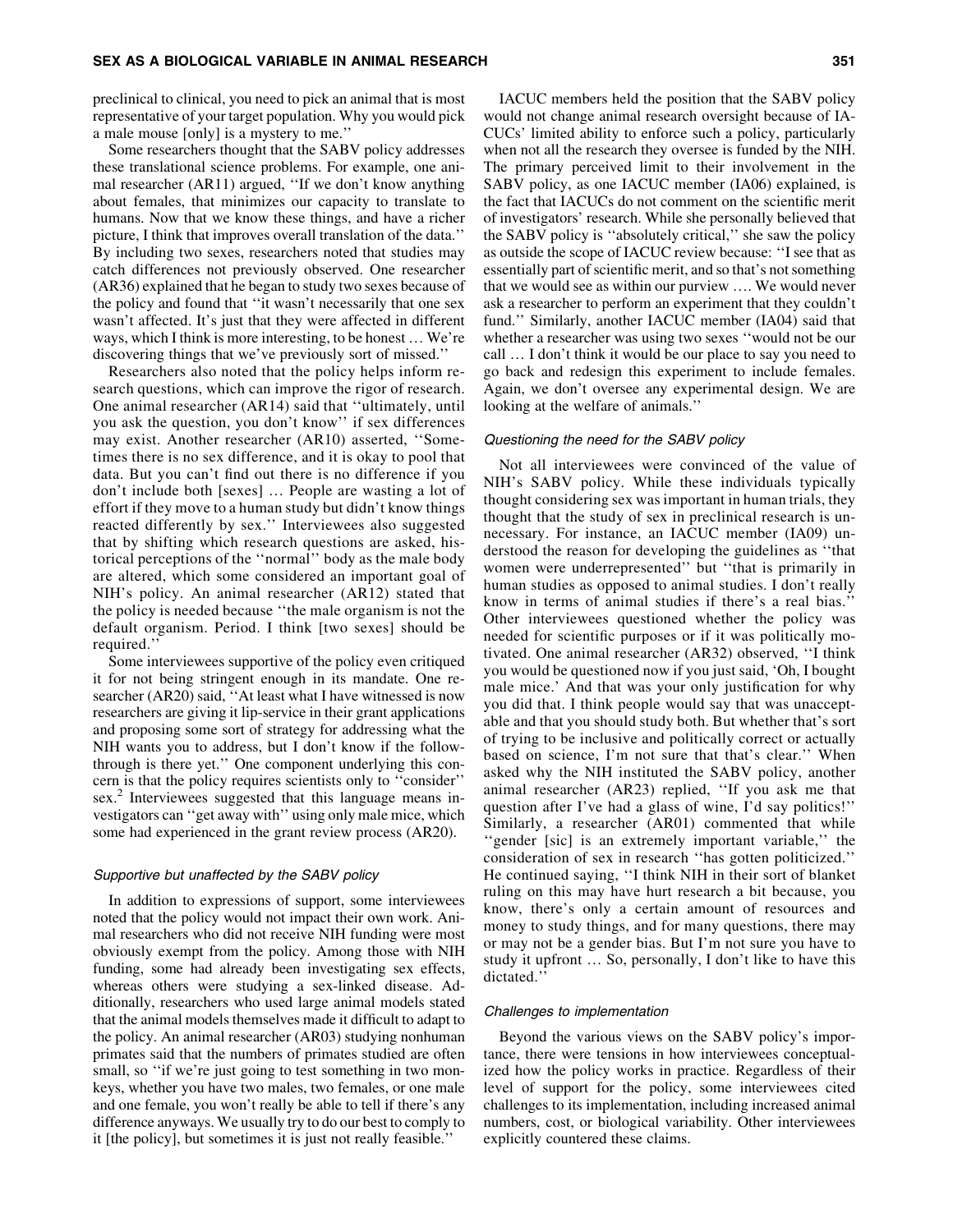preclinical to clinical, you need to pick an animal that is most representative of your target population. Why you would pick a male mouse [only] is a mystery to me.''

Some researchers thought that the SABV policy addresses these translational science problems. For example, one animal researcher (AR11) argued, ''If we don't know anything about females, that minimizes our capacity to translate to humans. Now that we know these things, and have a richer picture, I think that improves overall translation of the data.'' By including two sexes, researchers noted that studies may catch differences not previously observed. One researcher (AR36) explained that he began to study two sexes because of the policy and found that ''it wasn't necessarily that one sex wasn't affected. It's just that they were affected in different ways, which I think is more interesting, to be honest … We're discovering things that we've previously sort of missed.''

Researchers also noted that the policy helps inform research questions, which can improve the rigor of research. One animal researcher (AR14) said that ''ultimately, until you ask the question, you don't know'' if sex differences may exist. Another researcher (AR10) asserted, ''Sometimes there is no sex difference, and it is okay to pool that data. But you can't find out there is no difference if you don't include both [sexes] … People are wasting a lot of effort if they move to a human study but didn't know things reacted differently by sex.'' Interviewees also suggested that by shifting which research questions are asked, historical perceptions of the ''normal'' body as the male body are altered, which some considered an important goal of NIH's policy. An animal researcher (AR12) stated that the policy is needed because ''the male organism is not the default organism. Period. I think [two sexes] should be required.''

Some interviewees supportive of the policy even critiqued it for not being stringent enough in its mandate. One researcher (AR20) said, ''At least what I have witnessed is now researchers are giving it lip-service in their grant applications and proposing some sort of strategy for addressing what the NIH wants you to address, but I don't know if the follow-through is there yet.'' One component underlying this concern is that the policy requires scientists only to ''consider'' sex.[2] Interviewees suggested that this language means investigators can ''get away with'' using only male mice, which some had experienced in the grant review process (AR20).

### *Supportive but unaffected by the SABV policy*

In addition to expressions of support, some interviewees noted that the policy would not impact their own work. Animal researchers who did not receive NIH funding were most obviously exempt from the policy. Among those with NIH funding, some had already been investigating sex effects, whereas others were studying a sex-linked disease. Additionally, researchers who used large animal models stated that the animal models themselves made it difficult to adapt to the policy. An animal researcher (AR03) studying nonhuman primates said that the numbers of primates studied are often small, so ''if we're just going to test something in two monkeys, whether you have two males, two females, or one male and one female, you won't really be able to tell if there's any difference anyways. We usually try to do our best to comply to it [the policy], but sometimes it is just not really feasible.''

IACUC members held the position that the SABV policy would not change animal research oversight because of IACUCs' limited ability to enforce such a policy, particularly when not all the research they oversee is funded by the NIH. The primary perceived limit to their involvement in the SABV policy, as one IACUC member (IA06) explained, is the fact that IACUCs do not comment on the scientific merit of investigators' research. While she personally believed that the SABV policy is ''absolutely critical,'' she saw the policy as outside the scope of IACUC review because: ''I see that as essentially part of scientific merit, and so that's not something that we would see as within our purview …. We would never ask a researcher to perform an experiment that they couldn't fund.'' Similarly, another IACUC member (IA04) said that whether a researcher was using two sexes ''would not be our call … I don't think it would be our place to say you need to go back and redesign this experiment to include females. Again, we don't oversee any experimental design. We are looking at the welfare of animals.''

### *Questioning the need for the SABV policy*

Not all interviewees were convinced of the value of NIH's SABV policy. While these individuals typically thought considering sex was important in human trials, they thought that the study of sex in preclinical research is unnecessary. For instance, an IACUC member (IA09) understood the reason for developing the guidelines as ''that women were underrepresented'' but ''that is primarily in human studies as opposed to animal studies. I don't really know in terms of animal studies if there's a real bias.'' Other interviewees questioned whether the policy was needed for scientific purposes or if it was politically motivated. One animal researcher (AR32) observed, ''I think you would be questioned now if you just said, 'Oh, I bought male mice.' And that was your only justification for why you did that. I think people would say that was unacceptable and that you should study both. But whether that's sort of trying to be inclusive and politically correct or actually based on science, I'm not sure that that's clear.'' When asked why the NIH instituted the SABV policy, another animal researcher (AR23) replied, ''If you ask me that question after I've had a glass of wine, I'd say politics!'' Similarly, a researcher (AR01) commented that while ''gender [sic] is an extremely important variable,'' the consideration of sex in research ''has gotten politicized.'' He continued saying, ''I think NIH in their sort of blanket ruling on this may have hurt research a bit because, you know, there's only a certain amount of resources and money to study things, and for many questions, there may or may not be a gender bias. But I'm not sure you have to study it upfront … So, personally, I don't like to have this dictated.''

### *Challenges to implementation*

Beyond the various views on the SABV policy's importance, there were tensions in how interviewees conceptualized how the policy works in practice. Regardless of their level of support for the policy, some interviewees cited challenges to its implementation, including increased animal numbers, cost, or biological variability. Other interviewees explicitly countered these claims.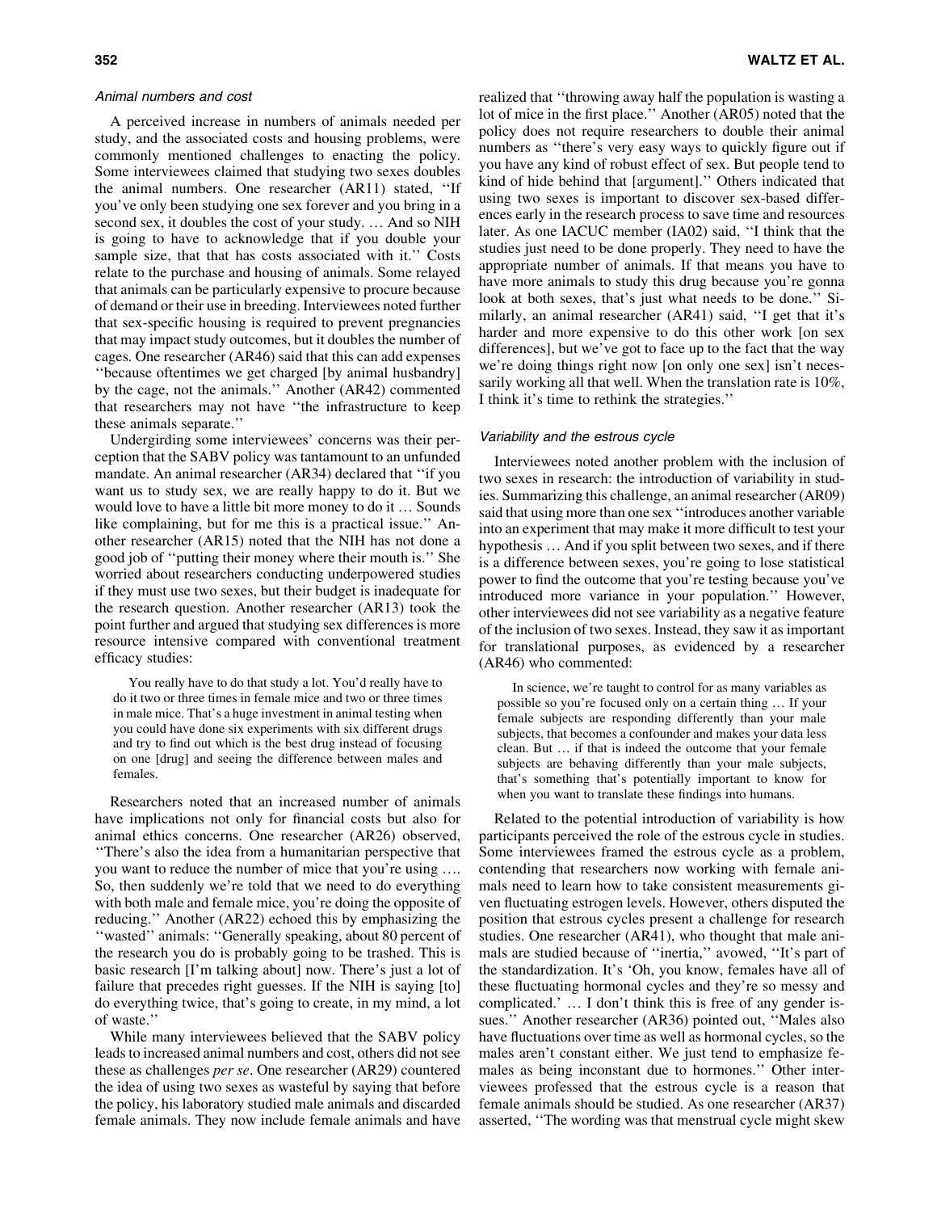### *Animal numbers and cost*

A perceived increase in numbers of animals needed per study, and the associated costs and housing problems, were commonly mentioned challenges to enacting the policy. Some interviewees claimed that studying two sexes doubles the animal numbers. One researcher (AR11) stated, ''If you've only been studying one sex forever and you bring in a second sex, it doubles the cost of your study. … And so NIH is going to have to acknowledge that if you double your sample size, that that has costs associated with it.'' Costs relate to the purchase and housing of animals. Some relayed that animals can be particularly expensive to procure because of demand or their use in breeding. Interviewees noted further that sex-specific housing is required to prevent pregnancies that may impact study outcomes, but it doubles the number of cages. One researcher (AR46) said that this can add expenses ''because oftentimes we get charged [by animal husbandry] by the cage, not the animals.'' Another (AR42) commented that researchers may not have ''the infrastructure to keep these animals separate.''

Undergirding some interviewees' concerns was their perception that the SABV policy was tantamount to an unfunded mandate. An animal researcher (AR34) declared that ''if you want us to study sex, we are really happy to do it. But we would love to have a little bit more money to do it … Sounds like complaining, but for me this is a practical issue.'' Another researcher (AR15) noted that the NIH has not done a good job of ''putting their money where their mouth is.'' She worried about researchers conducting underpowered studies if they must use two sexes, but their budget is inadequate for the research question. Another researcher (AR13) took the point further and argued that studying sex differences is more resource intensive compared with conventional treatment efficacy studies:

> You really have to do that study a lot. You'd really have to do it two or three times in female mice and two or three times in male mice. That's a huge investment in animal testing when you could have done six experiments with six different drugs and try to find out which is the best drug instead of focusing on one [drug] and seeing the difference between males and females.

Researchers noted that an increased number of animals have implications not only for financial costs but also for animal ethics concerns. One researcher (AR26) observed, ''There's also the idea from a humanitarian perspective that you want to reduce the number of mice that you're using …. So, then suddenly we're told that we need to do everything with both male and female mice, you're doing the opposite of reducing.'' Another (AR22) echoed this by emphasizing the ''wasted'' animals: ''Generally speaking, about 80 percent of the research you do is probably going to be trashed. This is basic research [I'm talking about] now. There's just a lot of failure that precedes right guesses. If the NIH is saying [to] do everything twice, that's going to create, in my mind, a lot of waste.''

While many interviewees believed that the SABV policy leads to increased animal numbers and cost, others did not see these as challenges *per se*. One researcher (AR29) countered the idea of using two sexes as wasteful by saying that before the policy, his laboratory studied male animals and discarded female animals. They now include female animals and have realized that ''throwing away half the population is wasting a lot of mice in the first place.'' Another (AR05) noted that the policy does not require researchers to double their animal numbers as ''there's very easy ways to quickly figure out if you have any kind of robust effect of sex. But people tend to kind of hide behind that [argument].'' Others indicated that using two sexes is important to discover sex-based differences early in the research process to save time and resources later. As one IACUC member (IA02) said, ''I think that the studies just need to be done properly. They need to have the appropriate number of animals. If that means you have to have more animals to study this drug because you're gonna look at both sexes, that's just what needs to be done.'' Similarly, an animal researcher (AR41) said, ''I get that it's harder and more expensive to do this other work [on sex differences], but we've got to face up to the fact that the way we're doing things right now [on only one sex] isn't necessarily working all that well. When the translation rate is 10%, I think it's time to rethink the strategies.''

### *Variability and the estrous cycle*

Interviewees noted another problem with the inclusion of two sexes in research: the introduction of variability in studies. Summarizing this challenge, an animal researcher (AR09) said that using more than one sex ''introduces another variable into an experiment that may make it more difficult to test your hypothesis … And if you split between two sexes, and if there is a difference between sexes, you're going to lose statistical power to find the outcome that you're testing because you've introduced more variance in your population.'' However, other interviewees did not see variability as a negative feature of the inclusion of two sexes. Instead, they saw it as important for translational purposes, as evidenced by a researcher (AR46) who commented:

> In science, we're taught to control for as many variables as possible so you're focused only on a certain thing … If your female subjects are responding differently than your male subjects, that becomes a confounder and makes your data less clean. But … if that is indeed the outcome that your female subjects are behaving differently than your male subjects, that's something that's potentially important to know for when you want to translate these findings into humans.

Related to the potential introduction of variability is how participants perceived the role of the estrous cycle in studies. Some interviewees framed the estrous cycle as a problem, contending that researchers now working with female animals need to learn how to take consistent measurements given fluctuating estrogen levels. However, others disputed the position that estrous cycles present a challenge for research studies. One researcher (AR41), who thought that male animals are studied because of ''inertia,'' avowed, ''It's part of the standardization. It's 'Oh, you know, females have all of these fluctuating hormonal cycles and they're so messy and complicated.' … I don't think this is free of any gender issues.'' Another researcher (AR36) pointed out, ''Males also have fluctuations over time as well as hormonal cycles, so the males aren't constant either. We just tend to emphasize females as being inconstant due to hormones.'' Other interviewees professed that the estrous cycle is a reason that female animals should be studied. As one researcher (AR37) asserted, ''The wording was that menstrual cycle might skew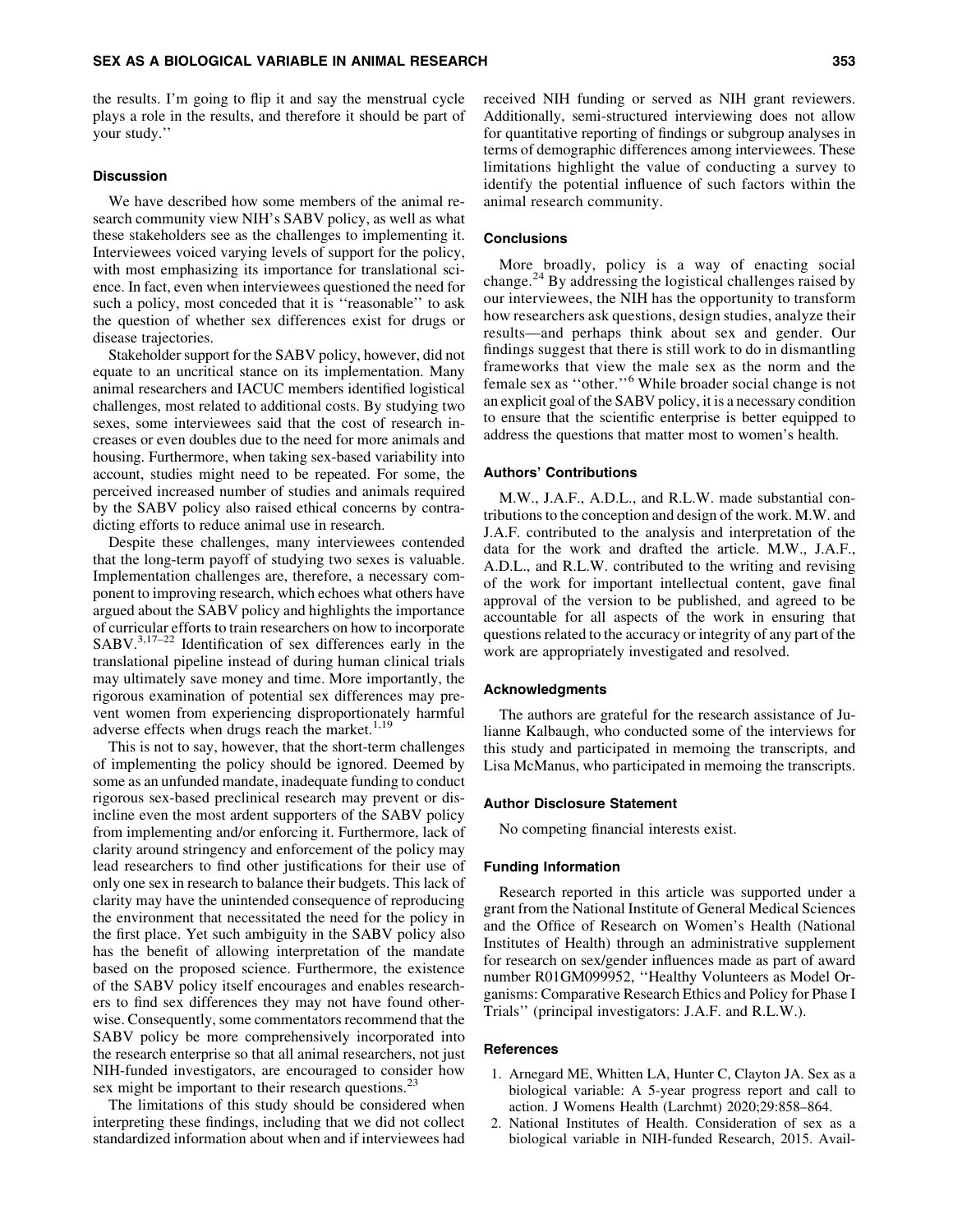the results. I'm going to flip it and say the menstrual cycle plays a role in the results, and therefore it should be part of your study.''

### Discussion

We have described how some members of the animal research community view NIH's SABV policy, as well as what these stakeholders see as the challenges to implementing it. Interviewees voiced varying levels of support for the policy, with most emphasizing its importance for translational science. In fact, even when interviewees questioned the need for such a policy, most conceded that it is ''reasonable'' to ask the question of whether sex differences exist for drugs or disease trajectories.

Stakeholder support for the SABV policy, however, did not equate to an uncritical stance on its implementation. Many animal researchers and IACUC members identified logistical challenges, most related to additional costs. By studying two sexes, some interviewees said that the cost of research increases or even doubles due to the need for more animals and housing. Furthermore, when taking sex-based variability into account, studies might need to be repeated. For some, the perceived increased number of studies and animals required by the SABV policy also raised ethical concerns by contradicting efforts to reduce animal use in research.

Despite these challenges, many interviewees contended that the long-term payoff of studying two sexes is valuable. Implementation challenges are, therefore, a necessary component to improving research, which echoes what others have argued about the SABV policy and highlights the importance of curricular efforts to train researchers on how to incorporate SABV.[3,17–22] Identification of sex differences early in the translational pipeline instead of during human clinical trials may ultimately save money and time. More importantly, the rigorous examination of potential sex differences may prevent women from experiencing disproportionately harmful adverse effects when drugs reach the market.[1,19]

This is not to say, however, that the short-term challenges of implementing the policy should be ignored. Deemed by some as an unfunded mandate, inadequate funding to conduct rigorous sex-based preclinical research may prevent or disincline even the most ardent supporters of the SABV policy from implementing and/or enforcing it. Furthermore, lack of clarity around stringency and enforcement of the policy may lead researchers to find other justifications for their use of only one sex in research to balance their budgets. This lack of clarity may have the unintended consequence of reproducing the environment that necessitated the need for the policy in the first place. Yet such ambiguity in the SABV policy also has the benefit of allowing interpretation of the mandate based on the proposed science. Furthermore, the existence of the SABV policy itself encourages and enables researchers to find sex differences they may not have found otherwise. Consequently, some commentators recommend that the SABV policy be more comprehensively incorporated into the research enterprise so that all animal researchers, not just NIH-funded investigators, are encouraged to consider how sex might be important to their research questions.[23]

The limitations of this study should be considered when interpreting these findings, including that we did not collect standardized information about when and if interviewees had received NIH funding or served as NIH grant reviewers. Additionally, semi-structured interviewing does not allow for quantitative reporting of findings or subgroup analyses in terms of demographic differences among interviewees. These limitations highlight the value of conducting a survey to identify the potential influence of such factors within the animal research community.

### Conclusions

More broadly, policy is a way of enacting social change.[24] By addressing the logistical challenges raised by our interviewees, the NIH has the opportunity to transform how researchers ask questions, design studies, analyze their results—and perhaps think about sex and gender. Our findings suggest that there is still work to do in dismantling frameworks that view the male sex as the norm and the female sex as ''other.''[6] While broader social change is not an explicit goal of the SABV policy, it is a necessary condition to ensure that the scientific enterprise is better equipped to address the questions that matter most to women's health.

### Authors' Contributions

M.W., J.A.F., A.D.L., and R.L.W. made substantial contributions to the conception and design of the work. M.W. and J.A.F. contributed to the analysis and interpretation of the data for the work and drafted the article. M.W., J.A.F., A.D.L., and R.L.W. contributed to the writing and revising of the work for important intellectual content, gave final approval of the version to be published, and agreed to be accountable for all aspects of the work in ensuring that questions related to the accuracy or integrity of any part of the work are appropriately investigated and resolved.

### Acknowledgments

The authors are grateful for the research assistance of Julianne Kalbaugh, who conducted some of the interviews for this study and participated in memoing the transcripts, and Lisa McManus, who participated in memoing the transcripts.

### Author Disclosure Statement

No competing financial interests exist.

### Funding Information

Research reported in this article was supported under a grant from the National Institute of General Medical Sciences and the Office of Research on Women's Health (National Institutes of Health) through an administrative supplement for research on sex/gender influences made as part of award number R01GM099952, ''Healthy Volunteers as Model Organisms: Comparative Research Ethics and Policy for Phase I Trials'' (principal investigators: J.A.F. and R.L.W.).

### References

1. Arnegard ME, Whitten LA, Hunter C, Clayton JA. Sex as a biological variable: A 5-year progress report and call to action. J Womens Health (Larchmt) 2020;29:858–864.
2. National Institutes of Health. Consideration of sex as a biological variable in NIH-funded Research, 2015. Avail-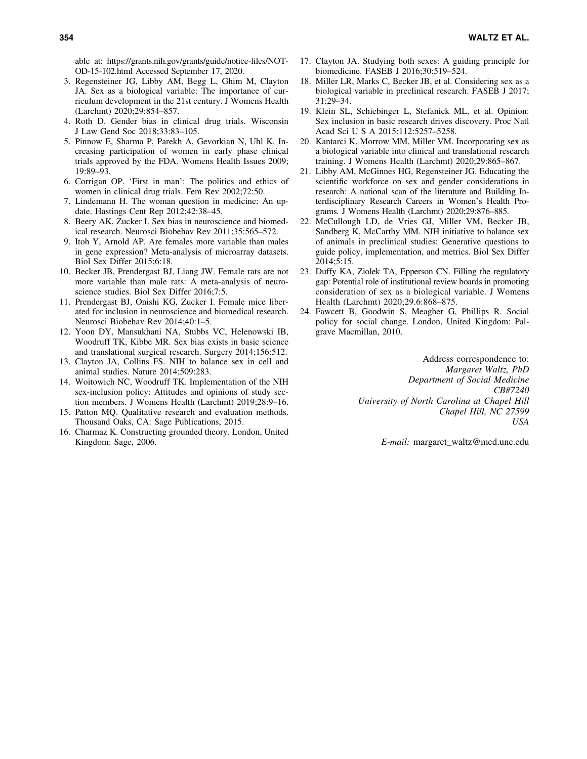able at: https://grants.nih.gov/grants/guide/notice-files/NOT-OD-15-102.html Accessed September 17, 2020.

3. Regensteiner JG, Libby AM, Begg L, Ghim M, Clayton JA. Sex as a biological variable: The importance of curriculum development in the 21st century. J Womens Health (Larchmt) 2020;29:854–857.
4. Roth D. Gender bias in clinical drug trials. Wisconsin J Law Gend Soc 2018;33:83–105.
5. Pinnow E, Sharma P, Parekh A, Gevorkian N, Uhl K. Increasing participation of women in early phase clinical trials approved by the FDA. Womens Health Issues 2009; 19:89–93.
6. Corrigan OP. 'First in man': The politics and ethics of women in clinical drug trials. Fem Rev 2002;72:50.
7. Lindemann H. The woman question in medicine: An update. Hastings Cent Rep 2012;42:38–45.
8. Beery AK, Zucker I. Sex bias in neuroscience and biomedical research. Neurosci Biobehav Rev 2011;35:565–572.
9. Itoh Y, Arnold AP. Are females more variable than males in gene expression? Meta-analysis of microarray datasets. Biol Sex Differ 2015;6:18.
10. Becker JB, Prendergast BJ, Liang JW. Female rats are not more variable than male rats: A meta-analysis of neuroscience studies. Biol Sex Differ 2016;7:5.
11. Prendergast BJ, Onishi KG, Zucker I. Female mice liberated for inclusion in neuroscience and biomedical research. Neurosci Biobehav Rev 2014;40:1–5.
12. Yoon DY, Mansukhani NA, Stubbs VC, Helenowski IB, Woodruff TK, Kibbe MR. Sex bias exists in basic science and translational surgical research. Surgery 2014;156:512.
13. Clayton JA, Collins FS. NIH to balance sex in cell and animal studies. Nature 2014;509:283.
14. Woitowich NC, Woodruff TK. Implementation of the NIH sex-inclusion policy: Attitudes and opinions of study section members. J Womens Health (Larchmt) 2019;28:9–16.
15. Patton MQ. Qualitative research and evaluation methods. Thousand Oaks, CA: Sage Publications, 2015.
16. Charmaz K. Constructing grounded theory. London, United Kingdom: Sage, 2006.
17. Clayton JA. Studying both sexes: A guiding principle for biomedicine. FASEB J 2016;30:519–524.
18. Miller LR, Marks C, Becker JB, et al. Considering sex as a biological variable in preclinical research. FASEB J 2017; 31:29–34.
19. Klein SL, Schiebinger L, Stefanick ML, et al. Opinion: Sex inclusion in basic research drives discovery. Proc Natl Acad Sci U S A 2015;112:5257–5258.
20. Kantarci K, Morrow MM, Miller VM. Incorporating sex as a biological variable into clinical and translational research training. J Womens Health (Larchmt) 2020;29:865–867.
21. Libby AM, McGinnes HG, Regensteiner JG. Educating the scientific workforce on sex and gender considerations in research: A national scan of the literature and Building Interdisciplinary Research Careers in Women's Health Programs. J Womens Health (Larchmt) 2020;29:876–885.
22. McCullough LD, de Vries GJ, Miller VM, Becker JB, Sandberg K, McCarthy MM. NIH initiative to balance sex of animals in preclinical studies: Generative questions to guide policy, implementation, and metrics. Biol Sex Differ 2014;5:15.
23. Duffy KA, Ziolek TA, Epperson CN. Filling the regulatory gap: Potential role of institutional review boards in promoting consideration of sex as a biological variable. J Womens Health (Larchmt) 2020;29.6:868–875.
24. Fawcett B, Goodwin S, Meagher G, Phillips R. Social policy for social change. London, United Kingdom: Palgrave Macmillan, 2010.

Address correspondence to:
*Margaret Waltz, PhD*
*Department of Social Medicine*
*CB#7240*
*University of North Carolina at Chapel Hill*
*Chapel Hill, NC 27599*
*USA*

*E-mail:* margaret_waltz@med.unc.edu